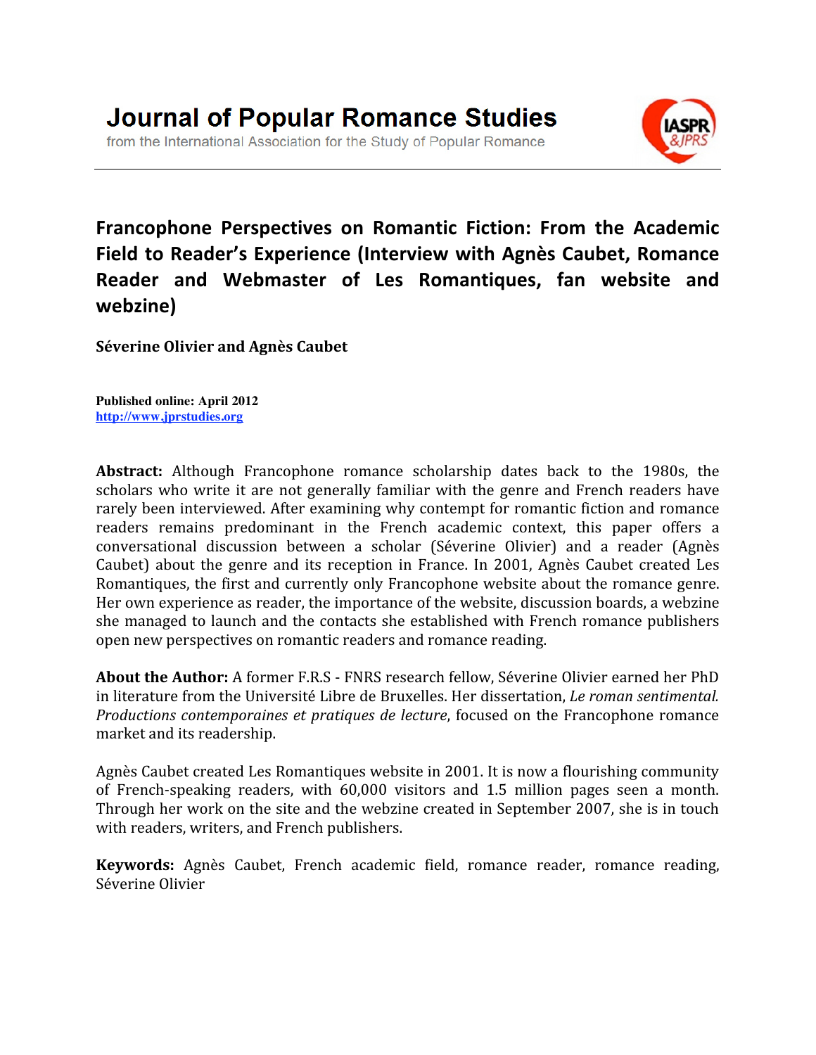Journal of Popular Romance Studies

from the International Association for the Study of Popular Romance

# Francophone Perspectives on Romantic Fiction: From the Academic Field to Reader's Experience (Interview with Agnès Caubet, Romance Reader and Webmaster of Les Romantiques, fan website and webzine)

**Séverine Olivier and Agnès Caubet**

**Published online: April 2012**
**http://www.jprstudies.org**

**Abstract:** Although Francophone romance scholarship dates back to the 1980s, the scholars who write it are not generally familiar with the genre and French readers have rarely been interviewed. After examining why contempt for romantic fiction and romance readers remains predominant in the French academic context, this paper offers a conversational discussion between a scholar (Séverine Olivier) and a reader (Agnès Caubet) about the genre and its reception in France. In 2001, Agnès Caubet created Les Romantiques, the first and currently only Francophone website about the romance genre. Her own experience as reader, the importance of the website, discussion boards, a webzine she managed to launch and the contacts she established with French romance publishers open new perspectives on romantic readers and romance reading.

**About the Author:** A former F.R.S - FNRS research fellow, Séverine Olivier earned her PhD in literature from the Université Libre de Bruxelles. Her dissertation, *Le roman sentimental. Productions contemporaines et pratiques de lecture*, focused on the Francophone romance market and its readership.

Agnès Caubet created Les Romantiques website in 2001. It is now a flourishing community of French-speaking readers, with 60,000 visitors and 1.5 million pages seen a month. Through her work on the site and the webzine created in September 2007, she is in touch with readers, writers, and French publishers.

**Keywords:** Agnès Caubet, French academic field, romance reader, romance reading, Séverine Olivier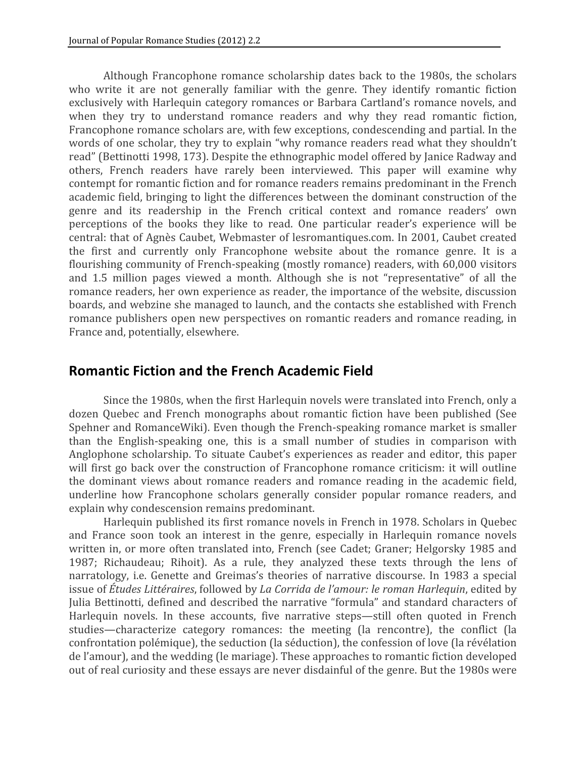Although Francophone romance scholarship dates back to the 1980s, the scholars who write it are not generally familiar with the genre. They identify romantic fiction exclusively with Harlequin category romances or Barbara Cartland's romance novels, and when they try to understand romance readers and why they read romantic fiction, Francophone romance scholars are, with few exceptions, condescending and partial. In the words of one scholar, they try to explain "why romance readers read what they shouldn't read" (Bettinotti 1998, 173). Despite the ethnographic model offered by Janice Radway and others, French readers have rarely been interviewed. This paper will examine why contempt for romantic fiction and for romance readers remains predominant in the French academic field, bringing to light the differences between the dominant construction of the genre and its readership in the French critical context and romance readers' own perceptions of the books they like to read. One particular reader's experience will be central: that of Agnès Caubet, Webmaster of lesromantiques.com. In 2001, Caubet created the first and currently only Francophone website about the romance genre. It is a flourishing community of French-speaking (mostly romance) readers, with 60,000 visitors and 1.5 million pages viewed a month. Although she is not "representative" of all the romance readers, her own experience as reader, the importance of the website, discussion boards, and webzine she managed to launch, and the contacts she established with French romance publishers open new perspectives on romantic readers and romance reading, in France and, potentially, elsewhere.

## Romantic Fiction and the French Academic Field

Since the 1980s, when the first Harlequin novels were translated into French, only a dozen Quebec and French monographs about romantic fiction have been published (See Spehner and RomanceWiki). Even though the French-speaking romance market is smaller than the English-speaking one, this is a small number of studies in comparison with Anglophone scholarship. To situate Caubet's experiences as reader and editor, this paper will first go back over the construction of Francophone romance criticism: it will outline the dominant views about romance readers and romance reading in the academic field, underline how Francophone scholars generally consider popular romance readers, and explain why condescension remains predominant.

Harlequin published its first romance novels in French in 1978. Scholars in Quebec and France soon took an interest in the genre, especially in Harlequin romance novels written in, or more often translated into, French (see Cadet; Graner; Helgorsky 1985 and 1987; Richaudeau; Rihoit). As a rule, they analyzed these texts through the lens of narratology, i.e. Genette and Greimas's theories of narrative discourse. In 1983 a special issue of *Études Littéraires*, followed by *La Corrida de l'amour: le roman Harlequin*, edited by Julia Bettinotti, defined and described the narrative "formula" and standard characters of Harlequin novels. In these accounts, five narrative steps—still often quoted in French studies—characterize category romances: the meeting (la rencontre), the conflict (la confrontation polémique), the seduction (la séduction), the confession of love (la révélation de l'amour), and the wedding (le mariage). These approaches to romantic fiction developed out of real curiosity and these essays are never disdainful of the genre. But the 1980s were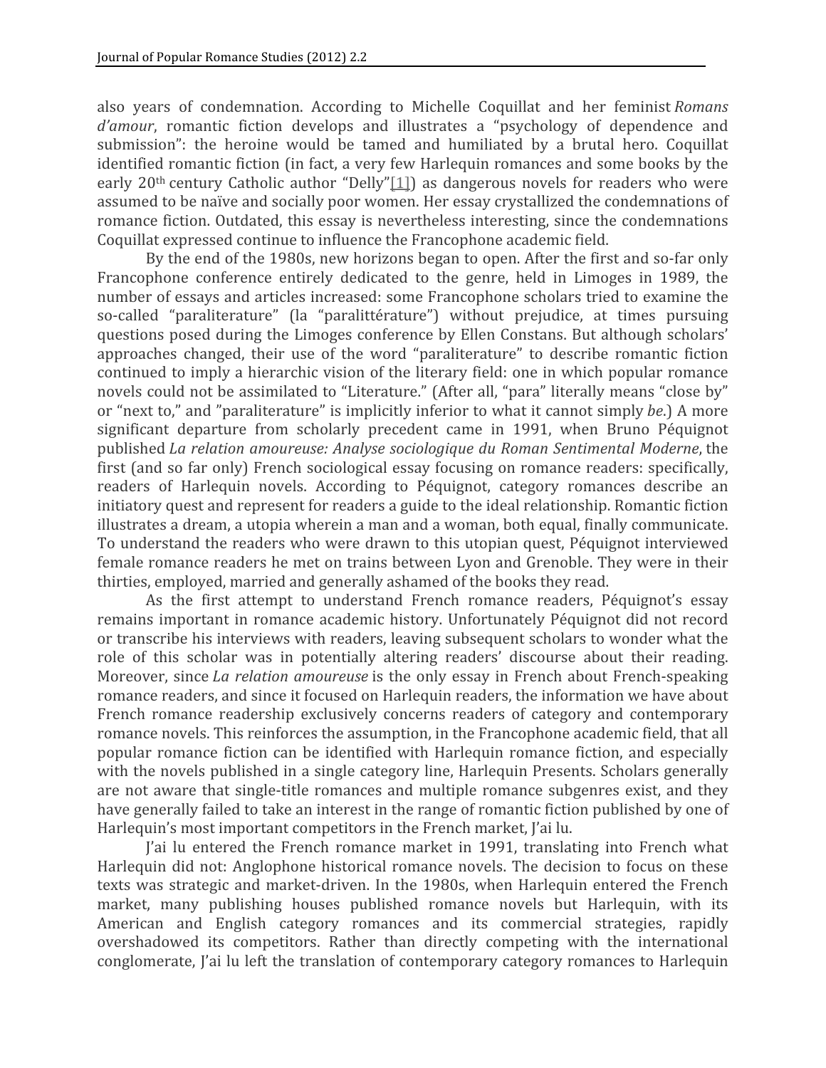also years of condemnation. According to Michelle Coquillat and her feminist *Romans d'amour*, romantic fiction develops and illustrates a "psychology of dependence and submission": the heroine would be tamed and humiliated by a brutal hero. Coquillat identified romantic fiction (in fact, a very few Harlequin romances and some books by the early 20th century Catholic author "Delly"[1]) as dangerous novels for readers who were assumed to be naïve and socially poor women. Her essay crystallized the condemnations of romance fiction. Outdated, this essay is nevertheless interesting, since the condemnations Coquillat expressed continue to influence the Francophone academic field.

By the end of the 1980s, new horizons began to open. After the first and so-far only Francophone conference entirely dedicated to the genre, held in Limoges in 1989, the number of essays and articles increased: some Francophone scholars tried to examine the so-called "paraliterature" (la "paralittérature") without prejudice, at times pursuing questions posed during the Limoges conference by Ellen Constans. But although scholars' approaches changed, their use of the word "paraliterature" to describe romantic fiction continued to imply a hierarchic vision of the literary field: one in which popular romance novels could not be assimilated to "Literature." (After all, "para" literally means "close by" or "next to," and "paraliterature" is implicitly inferior to what it cannot simply *be*.) A more significant departure from scholarly precedent came in 1991, when Bruno Péquignot published *La relation amoureuse: Analyse sociologique du Roman Sentimental Moderne*, the first (and so far only) French sociological essay focusing on romance readers: specifically, readers of Harlequin novels. According to Péquignot, category romances describe an initiatory quest and represent for readers a guide to the ideal relationship. Romantic fiction illustrates a dream, a utopia wherein a man and a woman, both equal, finally communicate. To understand the readers who were drawn to this utopian quest, Péquignot interviewed female romance readers he met on trains between Lyon and Grenoble. They were in their thirties, employed, married and generally ashamed of the books they read.

As the first attempt to understand French romance readers, Péquignot's essay remains important in romance academic history. Unfortunately Péquignot did not record or transcribe his interviews with readers, leaving subsequent scholars to wonder what the role of this scholar was in potentially altering readers' discourse about their reading. Moreover, since *La relation amoureuse* is the only essay in French about French-speaking romance readers, and since it focused on Harlequin readers, the information we have about French romance readership exclusively concerns readers of category and contemporary romance novels. This reinforces the assumption, in the Francophone academic field, that all popular romance fiction can be identified with Harlequin romance fiction, and especially with the novels published in a single category line, Harlequin Presents. Scholars generally are not aware that single-title romances and multiple romance subgenres exist, and they have generally failed to take an interest in the range of romantic fiction published by one of Harlequin's most important competitors in the French market, J'ai lu.

J'ai lu entered the French romance market in 1991, translating into French what Harlequin did not: Anglophone historical romance novels. The decision to focus on these texts was strategic and market-driven. In the 1980s, when Harlequin entered the French market, many publishing houses published romance novels but Harlequin, with its American and English category romances and its commercial strategies, rapidly overshadowed its competitors. Rather than directly competing with the international conglomerate, J'ai lu left the translation of contemporary category romances to Harlequin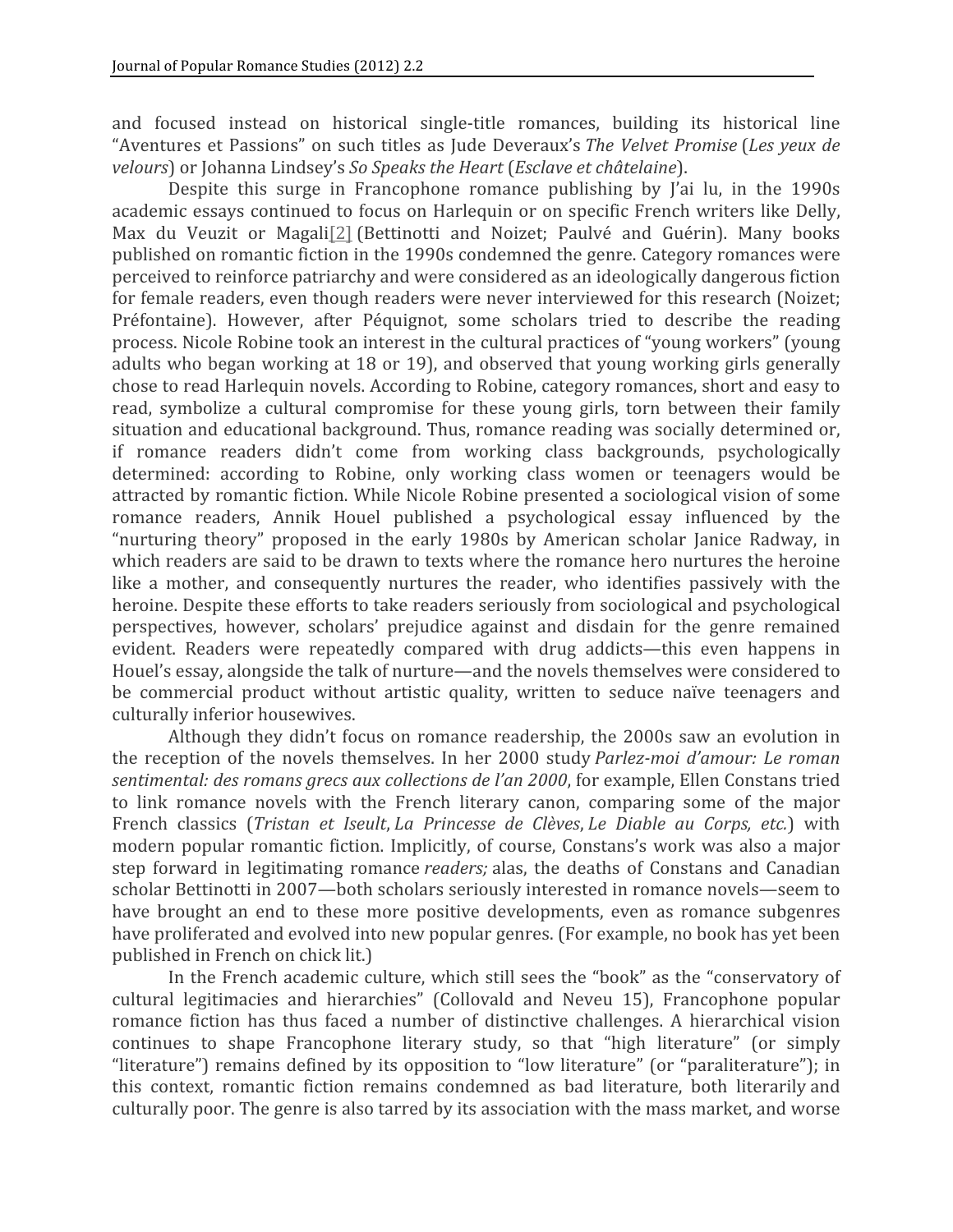and focused instead on historical single-title romances, building its historical line "Aventures et Passions" on such titles as Jude Deveraux's *The Velvet Promise* (*Les yeux de velours*) or Johanna Lindsey's *So Speaks the Heart* (*Esclave et châtelaine*).

Despite this surge in Francophone romance publishing by J'ai lu, in the 1990s academic essays continued to focus on Harlequin or on specific French writers like Delly, Max du Veuzit or Magali[2] (Bettinotti and Noizet; Paulvé and Guérin). Many books published on romantic fiction in the 1990s condemned the genre. Category romances were perceived to reinforce patriarchy and were considered as an ideologically dangerous fiction for female readers, even though readers were never interviewed for this research (Noizet; Préfontaine). However, after Péquignot, some scholars tried to describe the reading process. Nicole Robine took an interest in the cultural practices of "young workers" (young adults who began working at 18 or 19), and observed that young working girls generally chose to read Harlequin novels. According to Robine, category romances, short and easy to read, symbolize a cultural compromise for these young girls, torn between their family situation and educational background. Thus, romance reading was socially determined or, if romance readers didn't come from working class backgrounds, psychologically determined: according to Robine, only working class women or teenagers would be attracted by romantic fiction. While Nicole Robine presented a sociological vision of some romance readers, Annik Houel published a psychological essay influenced by the "nurturing theory" proposed in the early 1980s by American scholar Janice Radway, in which readers are said to be drawn to texts where the romance hero nurtures the heroine like a mother, and consequently nurtures the reader, who identifies passively with the heroine. Despite these efforts to take readers seriously from sociological and psychological perspectives, however, scholars' prejudice against and disdain for the genre remained evident. Readers were repeatedly compared with drug addicts—this even happens in Houel's essay, alongside the talk of nurture—and the novels themselves were considered to be commercial product without artistic quality, written to seduce naïve teenagers and culturally inferior housewives.

Although they didn't focus on romance readership, the 2000s saw an evolution in the reception of the novels themselves. In her 2000 study *Parlez-moi d'amour: Le roman sentimental: des romans grecs aux collections de l'an 2000*, for example, Ellen Constans tried to link romance novels with the French literary canon, comparing some of the major French classics (*Tristan et Iseult*, *La Princesse de Clèves*, *Le Diable au Corps, etc.*) with modern popular romantic fiction. Implicitly, of course, Constans's work was also a major step forward in legitimating romance *readers;* alas, the deaths of Constans and Canadian scholar Bettinotti in 2007—both scholars seriously interested in romance novels—seem to have brought an end to these more positive developments, even as romance subgenres have proliferated and evolved into new popular genres. (For example, no book has yet been published in French on chick lit.)

In the French academic culture, which still sees the "book" as the "conservatory of cultural legitimacies and hierarchies" (Collovald and Neveu 15), Francophone popular romance fiction has thus faced a number of distinctive challenges. A hierarchical vision continues to shape Francophone literary study, so that "high literature" (or simply "literature") remains defined by its opposition to "low literature" (or "paraliterature"); in this context, romantic fiction remains condemned as bad literature, both literarily and culturally poor. The genre is also tarred by its association with the mass market, and worse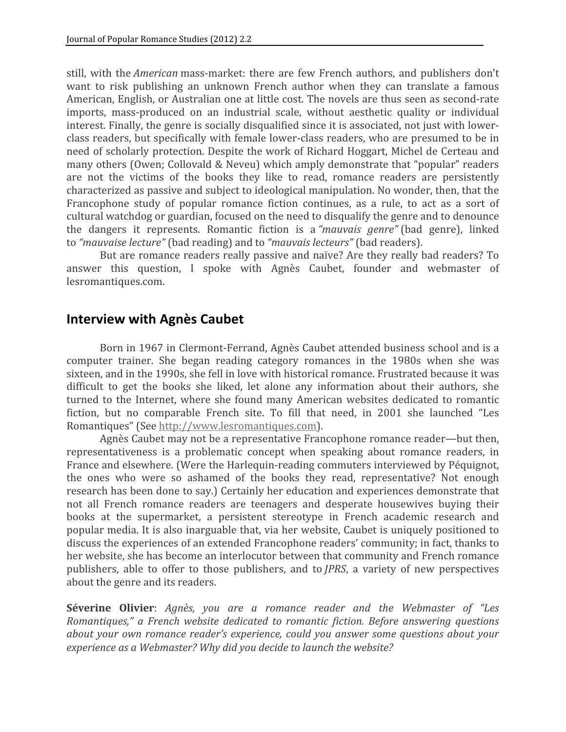still, with the *American* mass-market: there are few French authors, and publishers don't want to risk publishing an unknown French author when they can translate a famous American, English, or Australian one at little cost. The novels are thus seen as second-rate imports, mass-produced on an industrial scale, without aesthetic quality or individual interest. Finally, the genre is socially disqualified since it is associated, not just with lower-class readers, but specifically with female lower-class readers, who are presumed to be in need of scholarly protection. Despite the work of Richard Hoggart, Michel de Certeau and many others (Owen; Collovald & Neveu) which amply demonstrate that "popular" readers are not the victims of the books they like to read, romance readers are persistently characterized as passive and subject to ideological manipulation. No wonder, then, that the Francophone study of popular romance fiction continues, as a rule, to act as a sort of cultural watchdog or guardian, focused on the need to disqualify the genre and to denounce the dangers it represents. Romantic fiction is a *"mauvais genre"* (bad genre), linked to *"mauvaise lecture"* (bad reading) and to *"mauvais lecteurs"* (bad readers).

But are romance readers really passive and naïve? Are they really bad readers? To answer this question, I spoke with Agnès Caubet, founder and webmaster of lesromantiques.com.

## Interview with Agnès Caubet

Born in 1967 in Clermont-Ferrand, Agnès Caubet attended business school and is a computer trainer. She began reading category romances in the 1980s when she was sixteen, and in the 1990s, she fell in love with historical romance. Frustrated because it was difficult to get the books she liked, let alone any information about their authors, she turned to the Internet, where she found many American websites dedicated to romantic fiction, but no comparable French site. To fill that need, in 2001 she launched "Les Romantiques" (See [http://www.lesromantiques.com](http://www.lesromantiques.com)).

Agnès Caubet may not be a representative Francophone romance reader—but then, representativeness is a problematic concept when speaking about romance readers, in France and elsewhere. (Were the Harlequin-reading commuters interviewed by Péquignot, the ones who were so ashamed of the books they read, representative? Not enough research has been done to say.) Certainly her education and experiences demonstrate that not all French romance readers are teenagers and desperate housewives buying their books at the supermarket, a persistent stereotype in French academic research and popular media. It is also inarguable that, via her website, Caubet is uniquely positioned to discuss the experiences of an extended Francophone readers' community; in fact, thanks to her website, she has become an interlocutor between that community and French romance publishers, able to offer to those publishers, and to *JPRS*, a variety of new perspectives about the genre and its readers.

**Séverine Olivier**: *Agnès, you are a romance reader and the Webmaster of "Les Romantiques," a French website dedicated to romantic fiction. Before answering questions about your own romance reader's experience, could you answer some questions about your experience as a Webmaster? Why did you decide to launch the website?*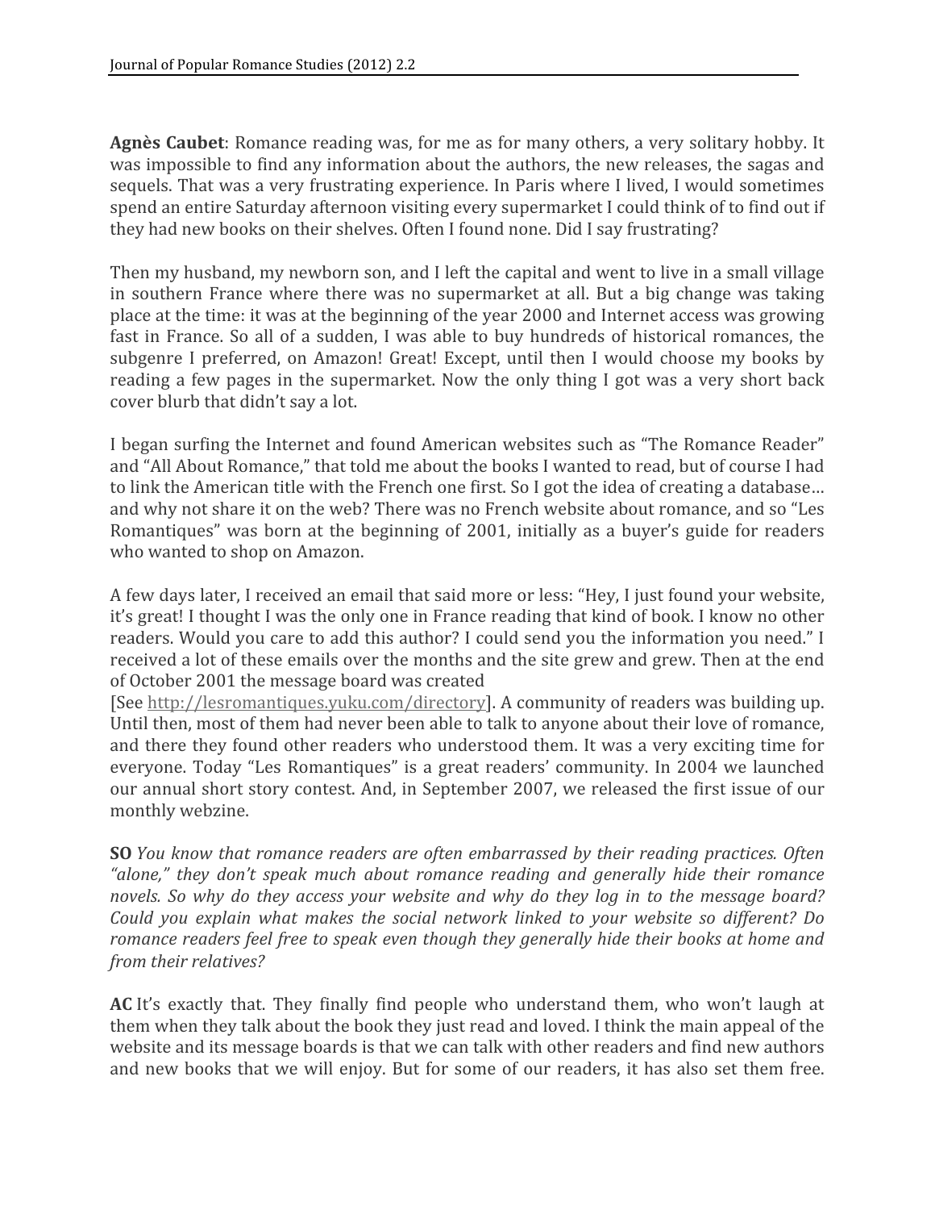**Agnès Caubet**: Romance reading was, for me as for many others, a very solitary hobby. It was impossible to find any information about the authors, the new releases, the sagas and sequels. That was a very frustrating experience. In Paris where I lived, I would sometimes spend an entire Saturday afternoon visiting every supermarket I could think of to find out if they had new books on their shelves. Often I found none. Did I say frustrating?

Then my husband, my newborn son, and I left the capital and went to live in a small village in southern France where there was no supermarket at all. But a big change was taking place at the time: it was at the beginning of the year 2000 and Internet access was growing fast in France. So all of a sudden, I was able to buy hundreds of historical romances, the subgenre I preferred, on Amazon! Great! Except, until then I would choose my books by reading a few pages in the supermarket. Now the only thing I got was a very short back cover blurb that didn't say a lot.

I began surfing the Internet and found American websites such as "The Romance Reader" and "All About Romance," that told me about the books I wanted to read, but of course I had to link the American title with the French one first. So I got the idea of creating a database… and why not share it on the web? There was no French website about romance, and so "Les Romantiques" was born at the beginning of 2001, initially as a buyer's guide for readers who wanted to shop on Amazon.

A few days later, I received an email that said more or less: "Hey, I just found your website, it's great! I thought I was the only one in France reading that kind of book. I know no other readers. Would you care to add this author? I could send you the information you need." I received a lot of these emails over the months and the site grew and grew. Then at the end of October 2001 the message board was created
[See http://lesromantiques.yuku.com/directory]. A community of readers was building up. Until then, most of them had never been able to talk to anyone about their love of romance, and there they found other readers who understood them. It was a very exciting time for everyone. Today "Les Romantiques" is a great readers' community. In 2004 we launched our annual short story contest. And, in September 2007, we released the first issue of our monthly webzine.

**SO** *You know that romance readers are often embarrassed by their reading practices. Often "alone," they don't speak much about romance reading and generally hide their romance novels. So why do they access your website and why do they log in to the message board? Could you explain what makes the social network linked to your website so different? Do romance readers feel free to speak even though they generally hide their books at home and from their relatives?*

**AC** It's exactly that. They finally find people who understand them, who won't laugh at them when they talk about the book they just read and loved. I think the main appeal of the website and its message boards is that we can talk with other readers and find new authors and new books that we will enjoy. But for some of our readers, it has also set them free.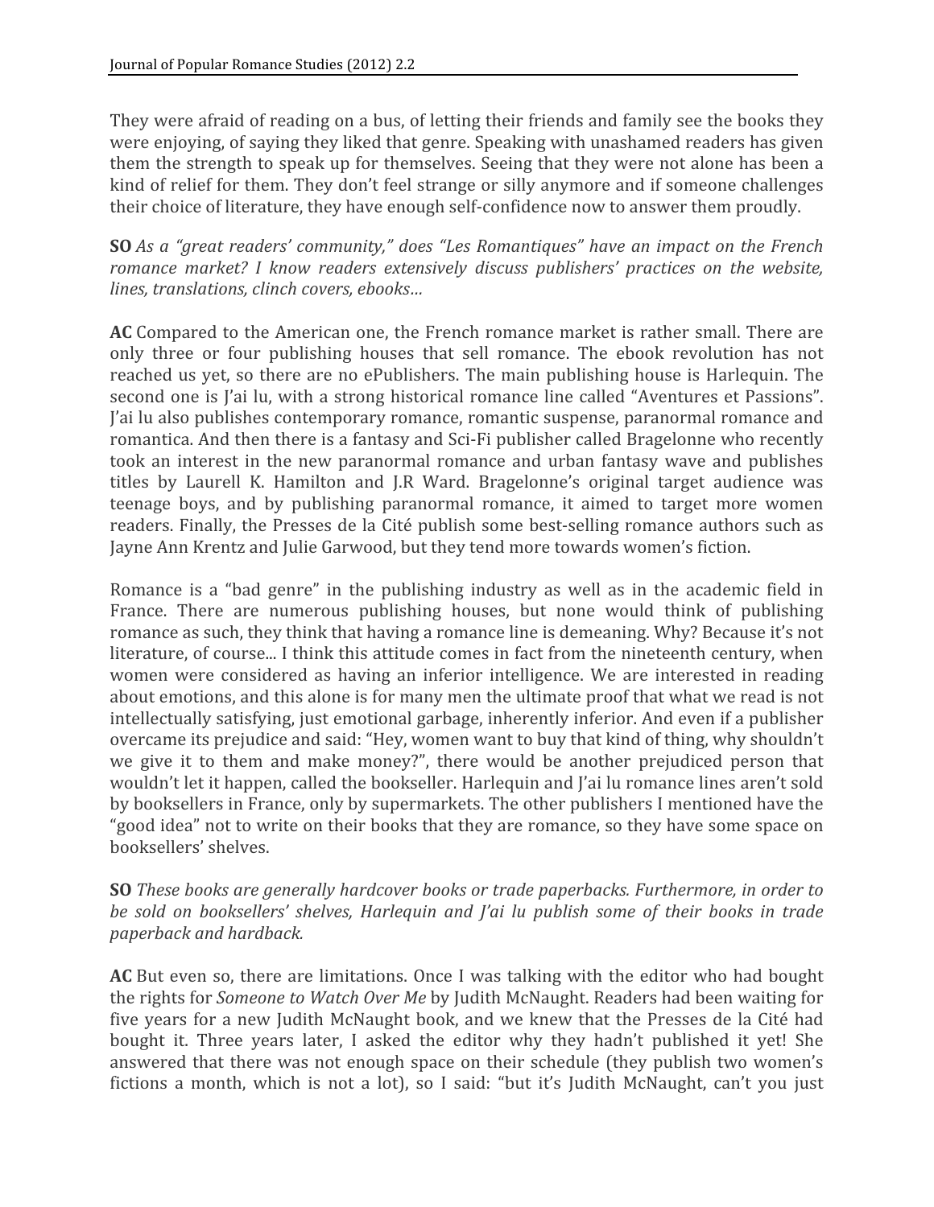They were afraid of reading on a bus, of letting their friends and family see the books they were enjoying, of saying they liked that genre. Speaking with unashamed readers has given them the strength to speak up for themselves. Seeing that they were not alone has been a kind of relief for them. They don't feel strange or silly anymore and if someone challenges their choice of literature, they have enough self-confidence now to answer them proudly.

**SO** *As a "great readers' community," does "Les Romantiques" have an impact on the French romance market? I know readers extensively discuss publishers' practices on the website, lines, translations, clinch covers, ebooks…*

**AC** Compared to the American one, the French romance market is rather small. There are only three or four publishing houses that sell romance. The ebook revolution has not reached us yet, so there are no ePublishers. The main publishing house is Harlequin. The second one is J'ai lu, with a strong historical romance line called "Aventures et Passions". J'ai lu also publishes contemporary romance, romantic suspense, paranormal romance and romantica. And then there is a fantasy and Sci-Fi publisher called Bragelonne who recently took an interest in the new paranormal romance and urban fantasy wave and publishes titles by Laurell K. Hamilton and J.R Ward. Bragelonne's original target audience was teenage boys, and by publishing paranormal romance, it aimed to target more women readers. Finally, the Presses de la Cité publish some best-selling romance authors such as Jayne Ann Krentz and Julie Garwood, but they tend more towards women's fiction.

Romance is a "bad genre" in the publishing industry as well as in the academic field in France. There are numerous publishing houses, but none would think of publishing romance as such, they think that having a romance line is demeaning. Why? Because it's not literature, of course... I think this attitude comes in fact from the nineteenth century, when women were considered as having an inferior intelligence. We are interested in reading about emotions, and this alone is for many men the ultimate proof that what we read is not intellectually satisfying, just emotional garbage, inherently inferior. And even if a publisher overcame its prejudice and said: "Hey, women want to buy that kind of thing, why shouldn't we give it to them and make money?", there would be another prejudiced person that wouldn't let it happen, called the bookseller. Harlequin and J'ai lu romance lines aren't sold by booksellers in France, only by supermarkets. The other publishers I mentioned have the "good idea" not to write on their books that they are romance, so they have some space on booksellers' shelves.

**SO** *These books are generally hardcover books or trade paperbacks. Furthermore, in order to be sold on booksellers' shelves, Harlequin and J'ai lu publish some of their books in trade paperback and hardback.*

**AC** But even so, there are limitations. Once I was talking with the editor who had bought the rights for *Someone to Watch Over Me* by Judith McNaught. Readers had been waiting for five years for a new Judith McNaught book, and we knew that the Presses de la Cité had bought it. Three years later, I asked the editor why they hadn't published it yet! She answered that there was not enough space on their schedule (they publish two women's fictions a month, which is not a lot), so I said: "but it's Judith McNaught, can't you just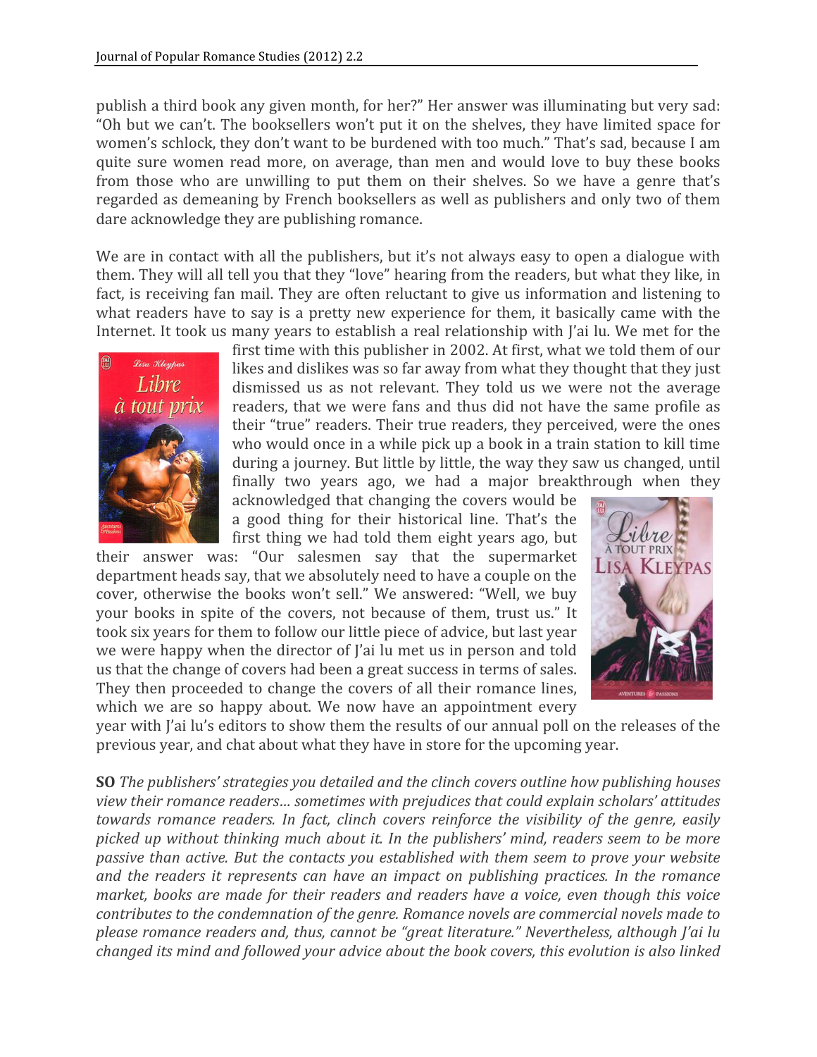publish a third book any given month, for her?" Her answer was illuminating but very sad: "Oh but we can't. The booksellers won't put it on the shelves, they have limited space for women's schlock, they don't want to be burdened with too much." That's sad, because I am quite sure women read more, on average, than men and would love to buy these books from those who are unwilling to put them on their shelves. So we have a genre that's regarded as demeaning by French booksellers as well as publishers and only two of them dare acknowledge they are publishing romance.

We are in contact with all the publishers, but it's not always easy to open a dialogue with them. They will all tell you that they "love" hearing from the readers, but what they like, in fact, is receiving fan mail. They are often reluctant to give us information and listening to what readers have to say is a pretty new experience for them, it basically came with the Internet. It took us many years to establish a real relationship with J'ai lu. We met for the first time with this publisher in 2002. At first, what we told them of our likes and dislikes was so far away from what they thought that they just dismissed us as not relevant. They told us we were not the average readers, that we were fans and thus did not have the same profile as their "true" readers. Their true readers, they perceived, were the ones who would once in a while pick up a book in a train station to kill time during a journey. But little by little, the way they saw us changed, until finally two years ago, we had a major breakthrough when they acknowledged that changing the covers would be a good thing for their historical line. That's the first thing we had told them eight years ago, but their answer was: "Our salesmen say that the supermarket department heads say, that we absolutely need to have a couple on the cover, otherwise the books won't sell." We answered: "Well, we buy your books in spite of the covers, not because of them, trust us." It took six years for them to follow our little piece of advice, but last year we were happy when the director of J'ai lu met us in person and told us that the change of covers had been a great success in terms of sales. They then proceeded to change the covers of all their romance lines, which we are so happy about. We now have an appointment every year with J'ai lu's editors to show them the results of our annual poll on the releases of the previous year, and chat about what they have in store for the upcoming year.

**SO** *The publishers' strategies you detailed and the clinch covers outline how publishing houses view their romance readers… sometimes with prejudices that could explain scholars' attitudes towards romance readers. In fact, clinch covers reinforce the visibility of the genre, easily picked up without thinking much about it. In the publishers' mind, readers seem to be more passive than active. But the contacts you established with them seem to prove your website and the readers it represents can have an impact on publishing practices. In the romance market, books are made for their readers and readers have a voice, even though this voice contributes to the condemnation of the genre. Romance novels are commercial novels made to please romance readers and, thus, cannot be "great literature." Nevertheless, although J'ai lu changed its mind and followed your advice about the book covers, this evolution is also linked*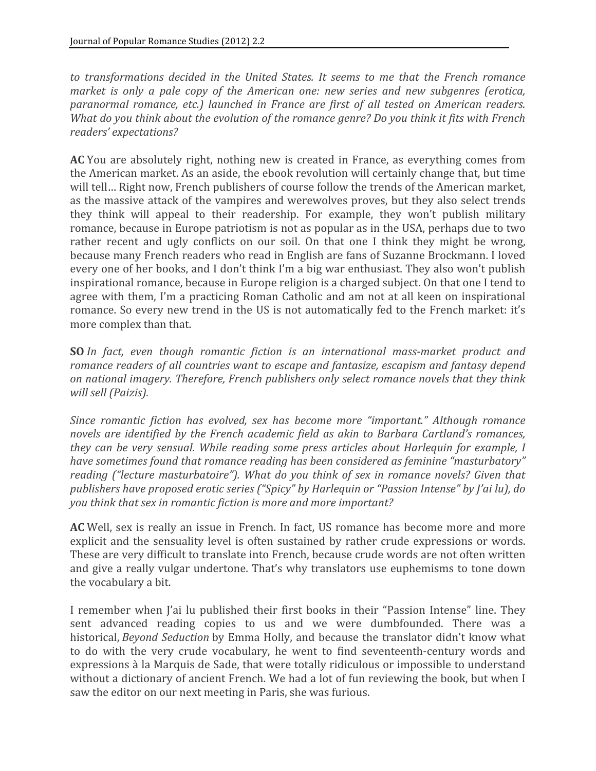*to transformations decided in the United States. It seems to me that the French romance market is only a pale copy of the American one: new series and new subgenres (erotica, paranormal romance, etc.) launched in France are first of all tested on American readers. What do you think about the evolution of the romance genre? Do you think it fits with French readers' expectations?*

**AC** You are absolutely right, nothing new is created in France, as everything comes from the American market. As an aside, the ebook revolution will certainly change that, but time will tell… Right now, French publishers of course follow the trends of the American market, as the massive attack of the vampires and werewolves proves, but they also select trends they think will appeal to their readership. For example, they won't publish military romance, because in Europe patriotism is not as popular as in the USA, perhaps due to two rather recent and ugly conflicts on our soil. On that one I think they might be wrong, because many French readers who read in English are fans of Suzanne Brockmann. I loved every one of her books, and I don't think I'm a big war enthusiast. They also won't publish inspirational romance, because in Europe religion is a charged subject. On that one I tend to agree with them, I'm a practicing Roman Catholic and am not at all keen on inspirational romance. So every new trend in the US is not automatically fed to the French market: it's more complex than that.

**SO** *In fact, even though romantic fiction is an international mass-market product and romance readers of all countries want to escape and fantasize, escapism and fantasy depend on national imagery. Therefore, French publishers only select romance novels that they think will sell (Paizis).*

*Since romantic fiction has evolved, sex has become more "important." Although romance novels are identified by the French academic field as akin to Barbara Cartland's romances, they can be very sensual. While reading some press articles about Harlequin for example, I have sometimes found that romance reading has been considered as feminine "masturbatory" reading ("lecture masturbatoire"). What do you think of sex in romance novels? Given that publishers have proposed erotic series ("Spicy" by Harlequin or "Passion Intense" by J'ai lu), do you think that sex in romantic fiction is more and more important?*

**AC** Well, sex is really an issue in French. In fact, US romance has become more and more explicit and the sensuality level is often sustained by rather crude expressions or words. These are very difficult to translate into French, because crude words are not often written and give a really vulgar undertone. That's why translators use euphemisms to tone down the vocabulary a bit.

I remember when J'ai lu published their first books in their "Passion Intense" line. They sent advanced reading copies to us and we were dumbfounded. There was a historical, *Beyond Seduction* by Emma Holly, and because the translator didn't know what to do with the very crude vocabulary, he went to find seventeenth-century words and expressions à la Marquis de Sade, that were totally ridiculous or impossible to understand without a dictionary of ancient French. We had a lot of fun reviewing the book, but when I saw the editor on our next meeting in Paris, she was furious.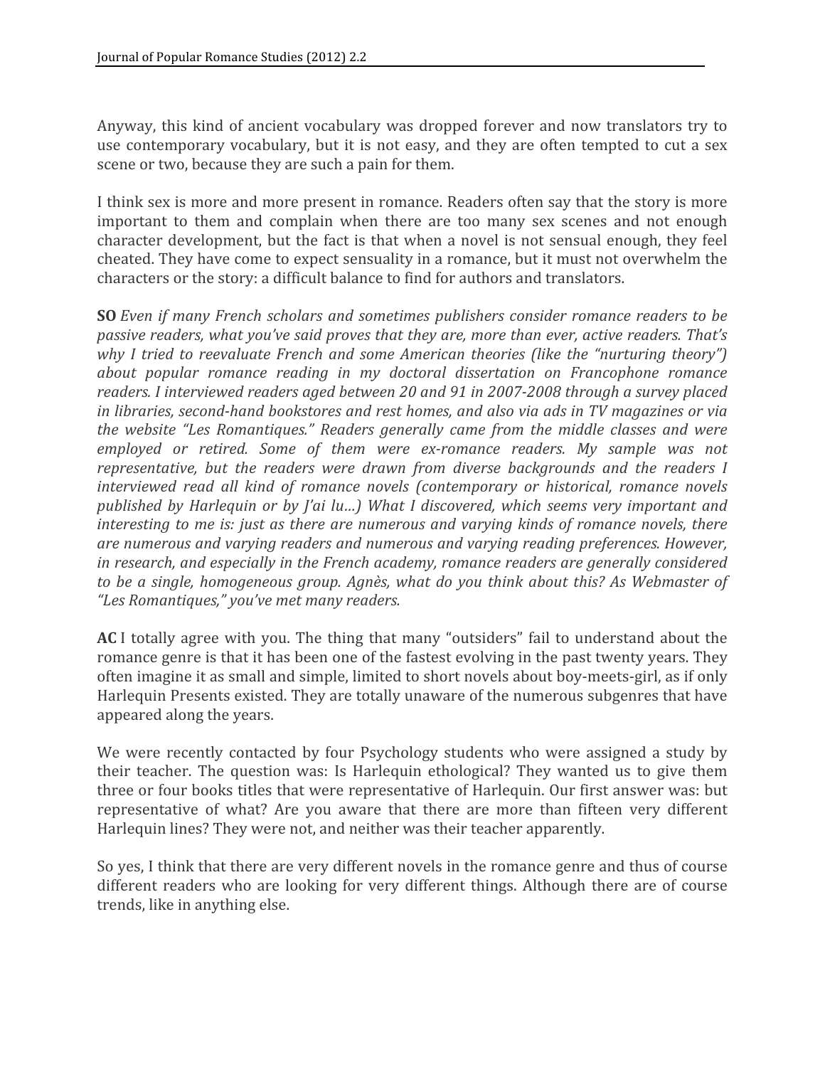Anyway, this kind of ancient vocabulary was dropped forever and now translators try to use contemporary vocabulary, but it is not easy, and they are often tempted to cut a sex scene or two, because they are such a pain for them.

I think sex is more and more present in romance. Readers often say that the story is more important to them and complain when there are too many sex scenes and not enough character development, but the fact is that when a novel is not sensual enough, they feel cheated. They have come to expect sensuality in a romance, but it must not overwhelm the characters or the story: a difficult balance to find for authors and translators.

**SO** *Even if many French scholars and sometimes publishers consider romance readers to be passive readers, what you've said proves that they are, more than ever, active readers. That's why I tried to reevaluate French and some American theories (like the "nurturing theory") about popular romance reading in my doctoral dissertation on Francophone romance readers. I interviewed readers aged between 20 and 91 in 2007-2008 through a survey placed in libraries, second-hand bookstores and rest homes, and also via ads in TV magazines or via the website "Les Romantiques." Readers generally came from the middle classes and were employed or retired. Some of them were ex-romance readers. My sample was not representative, but the readers were drawn from diverse backgrounds and the readers I interviewed read all kind of romance novels (contemporary or historical, romance novels published by Harlequin or by J'ai lu…) What I discovered, which seems very important and interesting to me is: just as there are numerous and varying kinds of romance novels, there are numerous and varying readers and numerous and varying reading preferences. However, in research, and especially in the French academy, romance readers are generally considered to be a single, homogeneous group. Agnès, what do you think about this? As Webmaster of "Les Romantiques," you've met many readers.*

**AC** I totally agree with you. The thing that many "outsiders" fail to understand about the romance genre is that it has been one of the fastest evolving in the past twenty years. They often imagine it as small and simple, limited to short novels about boy-meets-girl, as if only Harlequin Presents existed. They are totally unaware of the numerous subgenres that have appeared along the years.

We were recently contacted by four Psychology students who were assigned a study by their teacher. The question was: Is Harlequin ethological? They wanted us to give them three or four books titles that were representative of Harlequin. Our first answer was: but representative of what? Are you aware that there are more than fifteen very different Harlequin lines? They were not, and neither was their teacher apparently.

So yes, I think that there are very different novels in the romance genre and thus of course different readers who are looking for very different things. Although there are of course trends, like in anything else.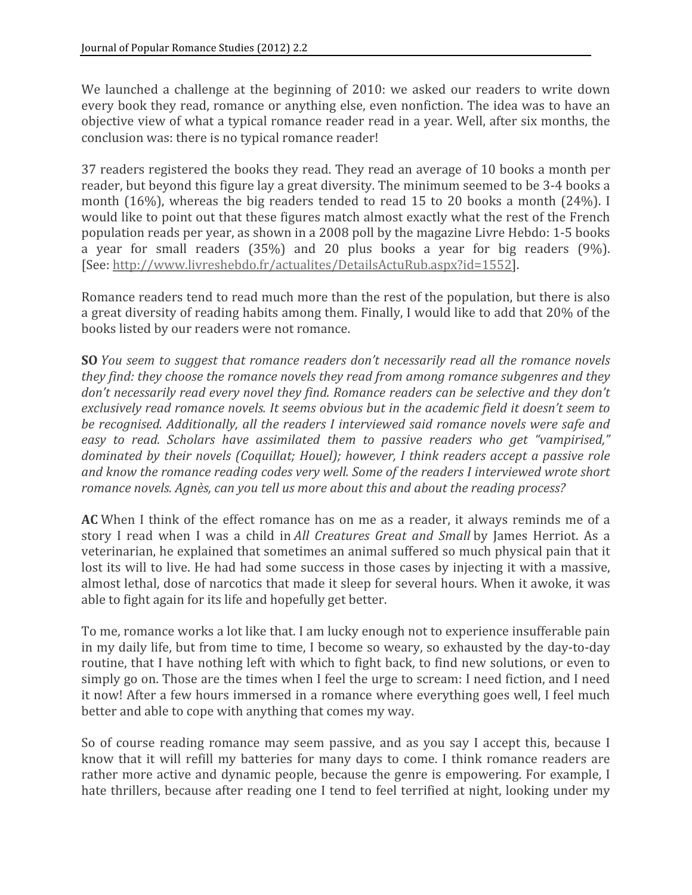We launched a challenge at the beginning of 2010: we asked our readers to write down every book they read, romance or anything else, even nonfiction. The idea was to have an objective view of what a typical romance reader read in a year. Well, after six months, the conclusion was: there is no typical romance reader!

37 readers registered the books they read. They read an average of 10 books a month per reader, but beyond this figure lay a great diversity. The minimum seemed to be 3-4 books a month (16%), whereas the big readers tended to read 15 to 20 books a month (24%). I would like to point out that these figures match almost exactly what the rest of the French population reads per year, as shown in a 2008 poll by the magazine Livre Hebdo: 1-5 books a year for small readers (35%) and 20 plus books a year for big readers (9%). [See: http://www.livreshebdo.fr/actualites/DetailsActuRub.aspx?id=1552].

Romance readers tend to read much more than the rest of the population, but there is also a great diversity of reading habits among them. Finally, I would like to add that 20% of the books listed by our readers were not romance.

**SO** *You seem to suggest that romance readers don't necessarily read all the romance novels they find: they choose the romance novels they read from among romance subgenres and they don't necessarily read every novel they find. Romance readers can be selective and they don't exclusively read romance novels. It seems obvious but in the academic field it doesn't seem to be recognised. Additionally, all the readers I interviewed said romance novels were safe and easy to read. Scholars have assimilated them to passive readers who get "vampirised," dominated by their novels (Coquillat; Houel); however, I think readers accept a passive role and know the romance reading codes very well. Some of the readers I interviewed wrote short romance novels. Agnès, can you tell us more about this and about the reading process?*

**AC** When I think of the effect romance has on me as a reader, it always reminds me of a story I read when I was a child in *All Creatures Great and Small* by James Herriot. As a veterinarian, he explained that sometimes an animal suffered so much physical pain that it lost its will to live. He had had some success in those cases by injecting it with a massive, almost lethal, dose of narcotics that made it sleep for several hours. When it awoke, it was able to fight again for its life and hopefully get better.

To me, romance works a lot like that. I am lucky enough not to experience insufferable pain in my daily life, but from time to time, I become so weary, so exhausted by the day-to-day routine, that I have nothing left with which to fight back, to find new solutions, or even to simply go on. Those are the times when I feel the urge to scream: I need fiction, and I need it now! After a few hours immersed in a romance where everything goes well, I feel much better and able to cope with anything that comes my way.

So of course reading romance may seem passive, and as you say I accept this, because I know that it will refill my batteries for many days to come. I think romance readers are rather more active and dynamic people, because the genre is empowering. For example, I hate thrillers, because after reading one I tend to feel terrified at night, looking under my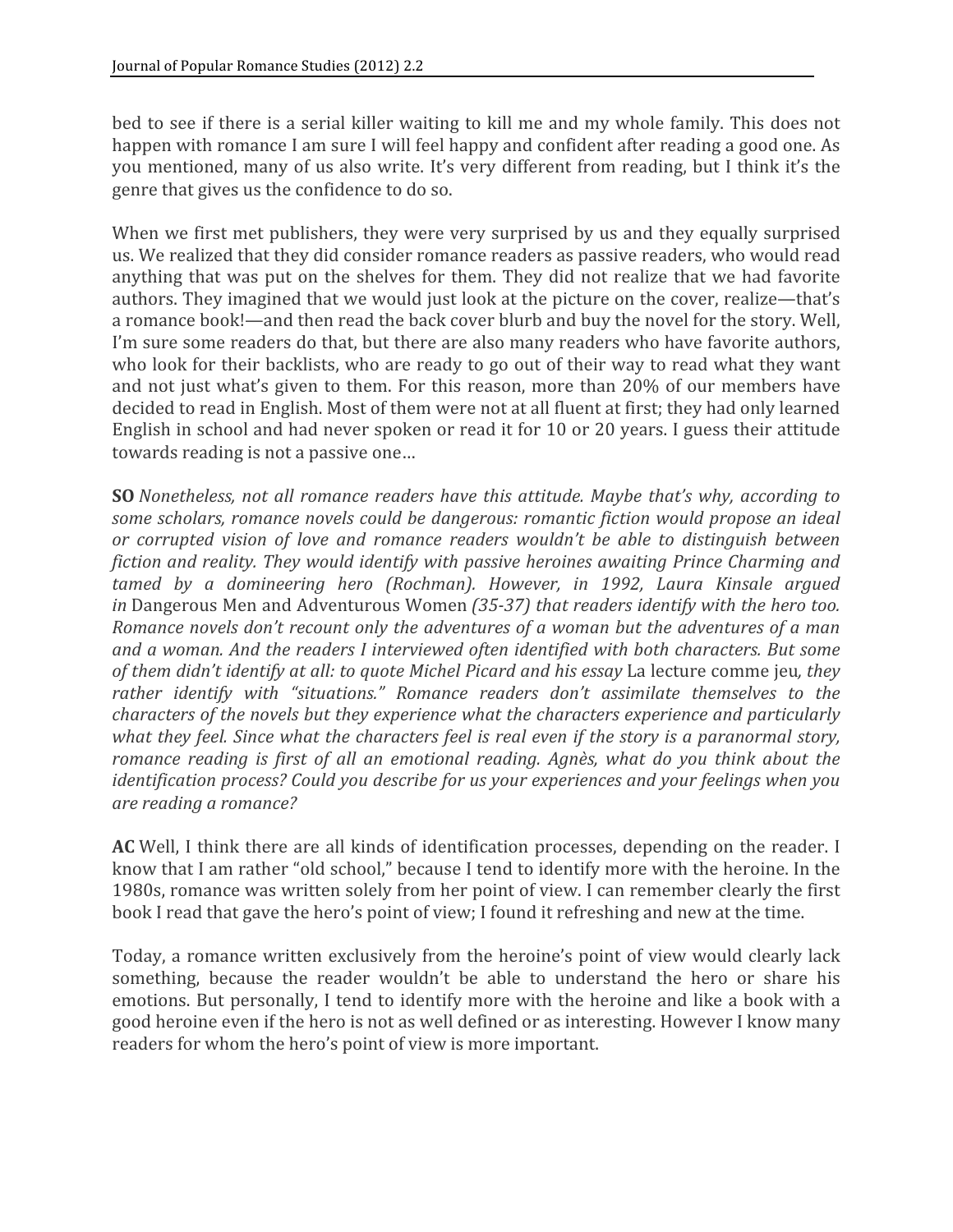bed to see if there is a serial killer waiting to kill me and my whole family. This does not happen with romance I am sure I will feel happy and confident after reading a good one. As you mentioned, many of us also write. It's very different from reading, but I think it's the genre that gives us the confidence to do so.

When we first met publishers, they were very surprised by us and they equally surprised us. We realized that they did consider romance readers as passive readers, who would read anything that was put on the shelves for them. They did not realize that we had favorite authors. They imagined that we would just look at the picture on the cover, realize—that's a romance book!—and then read the back cover blurb and buy the novel for the story. Well, I'm sure some readers do that, but there are also many readers who have favorite authors, who look for their backlists, who are ready to go out of their way to read what they want and not just what's given to them. For this reason, more than 20% of our members have decided to read in English. Most of them were not at all fluent at first; they had only learned English in school and had never spoken or read it for 10 or 20 years. I guess their attitude towards reading is not a passive one…

**SO** *Nonetheless, not all romance readers have this attitude. Maybe that's why, according to some scholars, romance novels could be dangerous: romantic fiction would propose an ideal or corrupted vision of love and romance readers wouldn't be able to distinguish between fiction and reality. They would identify with passive heroines awaiting Prince Charming and tamed by a domineering hero (Rochman). However, in 1992, Laura Kinsale argued in* Dangerous Men and Adventurous Women *(35-37) that readers identify with the hero too. Romance novels don't recount only the adventures of a woman but the adventures of a man and a woman. And the readers I interviewed often identified with both characters. But some of them didn't identify at all: to quote Michel Picard and his essay* La lecture comme jeu*, they rather identify with "situations." Romance readers don't assimilate themselves to the characters of the novels but they experience what the characters experience and particularly what they feel. Since what the characters feel is real even if the story is a paranormal story, romance reading is first of all an emotional reading. Agnès, what do you think about the identification process? Could you describe for us your experiences and your feelings when you are reading a romance?*

**AC** Well, I think there are all kinds of identification processes, depending on the reader. I know that I am rather "old school," because I tend to identify more with the heroine. In the 1980s, romance was written solely from her point of view. I can remember clearly the first book I read that gave the hero's point of view; I found it refreshing and new at the time.

Today, a romance written exclusively from the heroine's point of view would clearly lack something, because the reader wouldn't be able to understand the hero or share his emotions. But personally, I tend to identify more with the heroine and like a book with a good heroine even if the hero is not as well defined or as interesting. However I know many readers for whom the hero's point of view is more important.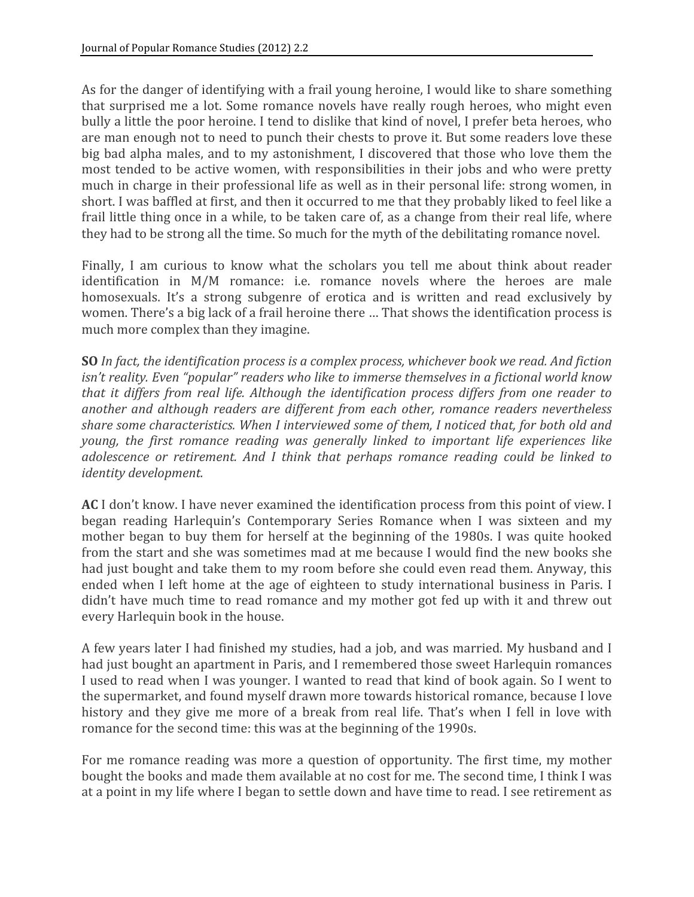As for the danger of identifying with a frail young heroine, I would like to share something that surprised me a lot. Some romance novels have really rough heroes, who might even bully a little the poor heroine. I tend to dislike that kind of novel, I prefer beta heroes, who are man enough not to need to punch their chests to prove it. But some readers love these big bad alpha males, and to my astonishment, I discovered that those who love them the most tended to be active women, with responsibilities in their jobs and who were pretty much in charge in their professional life as well as in their personal life: strong women, in short. I was baffled at first, and then it occurred to me that they probably liked to feel like a frail little thing once in a while, to be taken care of, as a change from their real life, where they had to be strong all the time. So much for the myth of the debilitating romance novel.

Finally, I am curious to know what the scholars you tell me about think about reader identification in M/M romance: i.e. romance novels where the heroes are male homosexuals. It's a strong subgenre of erotica and is written and read exclusively by women. There's a big lack of a frail heroine there … That shows the identification process is much more complex than they imagine.

**SO** *In fact, the identification process is a complex process, whichever book we read. And fiction isn't reality. Even "popular" readers who like to immerse themselves in a fictional world know that it differs from real life. Although the identification process differs from one reader to another and although readers are different from each other, romance readers nevertheless share some characteristics. When I interviewed some of them, I noticed that, for both old and young, the first romance reading was generally linked to important life experiences like adolescence or retirement. And I think that perhaps romance reading could be linked to identity development.*

**AC** I don't know. I have never examined the identification process from this point of view. I began reading Harlequin's Contemporary Series Romance when I was sixteen and my mother began to buy them for herself at the beginning of the 1980s. I was quite hooked from the start and she was sometimes mad at me because I would find the new books she had just bought and take them to my room before she could even read them. Anyway, this ended when I left home at the age of eighteen to study international business in Paris. I didn't have much time to read romance and my mother got fed up with it and threw out every Harlequin book in the house.

A few years later I had finished my studies, had a job, and was married. My husband and I had just bought an apartment in Paris, and I remembered those sweet Harlequin romances I used to read when I was younger. I wanted to read that kind of book again. So I went to the supermarket, and found myself drawn more towards historical romance, because I love history and they give me more of a break from real life. That's when I fell in love with romance for the second time: this was at the beginning of the 1990s.

For me romance reading was more a question of opportunity. The first time, my mother bought the books and made them available at no cost for me. The second time, I think I was at a point in my life where I began to settle down and have time to read. I see retirement as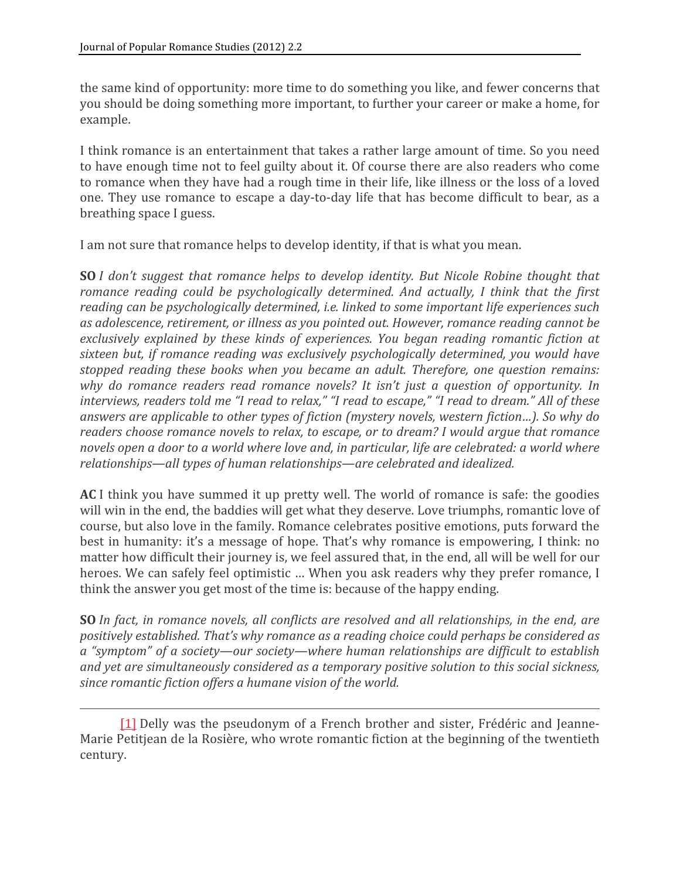the same kind of opportunity: more time to do something you like, and fewer concerns that you should be doing something more important, to further your career or make a home, for example.

I think romance is an entertainment that takes a rather large amount of time. So you need to have enough time not to feel guilty about it. Of course there are also readers who come to romance when they have had a rough time in their life, like illness or the loss of a loved one. They use romance to escape a day-to-day life that has become difficult to bear, as a breathing space I guess.

I am not sure that romance helps to develop identity, if that is what you mean.

**SO** *I don't suggest that romance helps to develop identity. But Nicole Robine thought that romance reading could be psychologically determined. And actually, I think that the first reading can be psychologically determined, i.e. linked to some important life experiences such as adolescence, retirement, or illness as you pointed out. However, romance reading cannot be exclusively explained by these kinds of experiences. You began reading romantic fiction at sixteen but, if romance reading was exclusively psychologically determined, you would have stopped reading these books when you became an adult. Therefore, one question remains: why do romance readers read romance novels? It isn't just a question of opportunity. In interviews, readers told me "I read to relax," "I read to escape," "I read to dream." All of these answers are applicable to other types of fiction (mystery novels, western fiction…). So why do readers choose romance novels to relax, to escape, or to dream? I would argue that romance novels open a door to a world where love and, in particular, life are celebrated: a world where relationships—all types of human relationships—are celebrated and idealized.*

**AC** I think you have summed it up pretty well. The world of romance is safe: the goodies will win in the end, the baddies will get what they deserve. Love triumphs, romantic love of course, but also love in the family. Romance celebrates positive emotions, puts forward the best in humanity: it's a message of hope. That's why romance is empowering, I think: no matter how difficult their journey is, we feel assured that, in the end, all will be well for our heroes. We can safely feel optimistic … When you ask readers why they prefer romance, I think the answer you get most of the time is: because of the happy ending.

**SO** *In fact, in romance novels, all conflicts are resolved and all relationships, in the end, are positively established. That's why romance as a reading choice could perhaps be considered as a "symptom" of a society—our society—where human relationships are difficult to establish and yet are simultaneously considered as a temporary positive solution to this social sickness, since romantic fiction offers a humane vision of the world.*

---

[1] Delly was the pseudonym of a French brother and sister, Frédéric and Jeanne-Marie Petitjean de la Rosière, who wrote romantic fiction at the beginning of the twentieth century.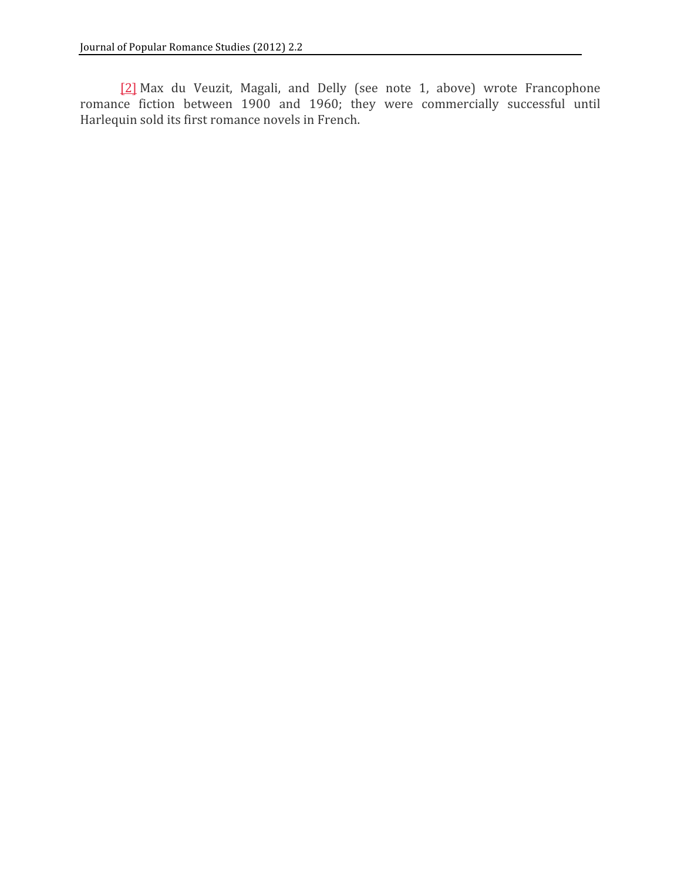[2] Max du Veuzit, Magali, and Delly (see note 1, above) wrote Francophone romance fiction between 1900 and 1960; they were commercially successful until Harlequin sold its first romance novels in French.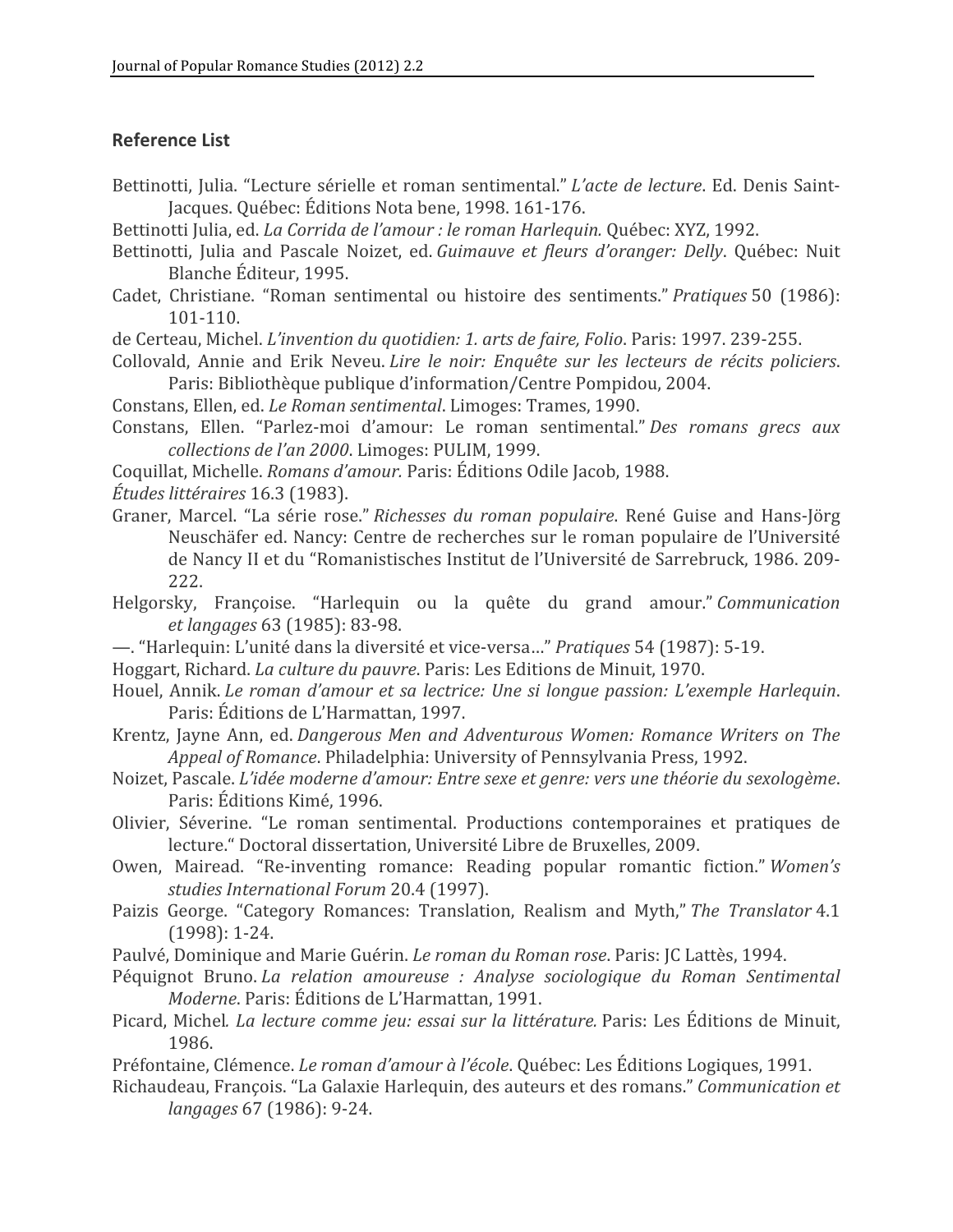## Reference List

Bettinotti, Julia. "Lecture sérielle et roman sentimental." *L'acte de lecture*. Ed. Denis Saint-Jacques. Québec: Éditions Nota bene, 1998. 161-176.

Bettinotti Julia, ed. *La Corrida de l'amour : le roman Harlequin.* Québec: XYZ, 1992.

Bettinotti, Julia and Pascale Noizet, ed. *Guimauve et fleurs d'oranger: Delly*. Québec: Nuit Blanche Éditeur, 1995.

Cadet, Christiane. "Roman sentimental ou histoire des sentiments." *Pratiques* 50 (1986): 101-110.

de Certeau, Michel. *L'invention du quotidien: 1. arts de faire, Folio*. Paris: 1997. 239-255.

Collovald, Annie and Erik Neveu. *Lire le noir: Enquête sur les lecteurs de récits policiers*. Paris: Bibliothèque publique d'information/Centre Pompidou, 2004.

Constans, Ellen, ed. *Le Roman sentimental*. Limoges: Trames, 1990.

Constans, Ellen. "Parlez-moi d'amour: Le roman sentimental." *Des romans grecs aux collections de l'an 2000*. Limoges: PULIM, 1999.

Coquillat, Michelle. *Romans d'amour.* Paris: Éditions Odile Jacob, 1988.

*Études littéraires* 16.3 (1983).

Graner, Marcel. "La série rose." *Richesses du roman populaire*. René Guise and Hans-Jörg Neuschäfer ed. Nancy: Centre de recherches sur le roman populaire de l'Université de Nancy II et du "Romanistisches Institut de l'Université de Sarrebruck, 1986. 209-222.

Helgorsky, Françoise. "Harlequin ou la quête du grand amour." *Communication et langages* 63 (1985): 83-98.

—. "Harlequin: L'unité dans la diversité et vice-versa…" *Pratiques* 54 (1987): 5-19.

Hoggart, Richard. *La culture du pauvre*. Paris: Les Editions de Minuit, 1970.

Houel, Annik. *Le roman d'amour et sa lectrice: Une si longue passion: L'exemple Harlequin*. Paris: Éditions de L'Harmattan, 1997.

Krentz, Jayne Ann, ed. *Dangerous Men and Adventurous Women: Romance Writers on The Appeal of Romance*. Philadelphia: University of Pennsylvania Press, 1992.

Noizet, Pascale. *L'idée moderne d'amour: Entre sexe et genre: vers une théorie du sexologème*. Paris: Éditions Kimé, 1996.

Olivier, Séverine. "Le roman sentimental. Productions contemporaines et pratiques de lecture." Doctoral dissertation, Université Libre de Bruxelles, 2009.

Owen, Mairead. "Re-inventing romance: Reading popular romantic fiction." *Women's studies International Forum* 20.4 (1997).

Paizis George. "Category Romances: Translation, Realism and Myth," *The Translator* 4.1 (1998): 1-24.

Paulvé, Dominique and Marie Guérin. *Le roman du Roman rose*. Paris: JC Lattès, 1994.

Péquignot Bruno. *La relation amoureuse : Analyse sociologique du Roman Sentimental Moderne*. Paris: Éditions de L'Harmattan, 1991.

Picard, Michel*. La lecture comme jeu: essai sur la littérature.* Paris: Les Éditions de Minuit, 1986.

Préfontaine, Clémence. *Le roman d'amour à l'école*. Québec: Les Éditions Logiques, 1991.

Richaudeau, François. "La Galaxie Harlequin, des auteurs et des romans." *Communication et langages* 67 (1986): 9-24.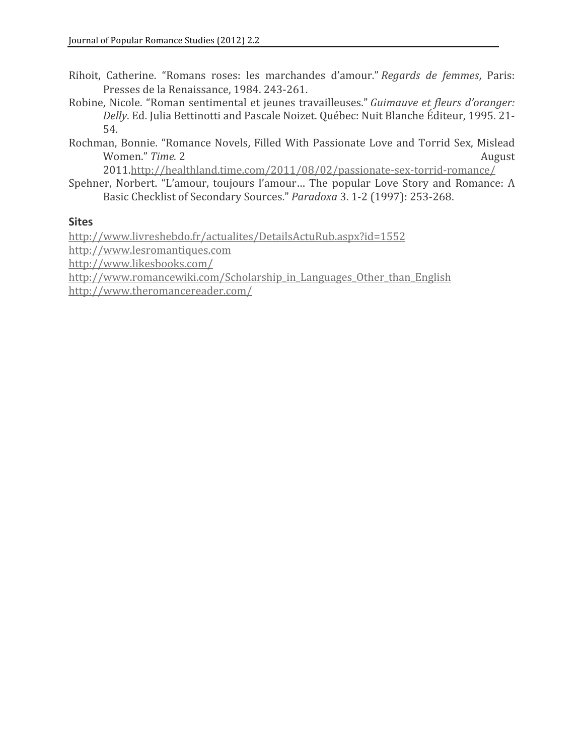Rihoit, Catherine. "Romans roses: les marchandes d'amour." *Regards de femmes*, Paris: Presses de la Renaissance, 1984. 243-261.

Robine, Nicole. "Roman sentimental et jeunes travailleuses." *Guimauve et fleurs d'oranger: Delly*. Ed. Julia Bettinotti and Pascale Noizet. Québec: Nuit Blanche Éditeur, 1995. 21-54.

Rochman, Bonnie. "Romance Novels, Filled With Passionate Love and Torrid Sex, Mislead Women." *Time.* 2 August 2011.http://healthland.time.com/2011/08/02/passionate-sex-torrid-romance/

Spehner, Norbert. "L'amour, toujours l'amour… The popular Love Story and Romance: A Basic Checklist of Secondary Sources." *Paradoxa* 3. 1-2 (1997): 253-268.

### Sites

http://www.livreshebdo.fr/actualites/DetailsActuRub.aspx?id=1552
http://www.lesromantiques.com
http://www.likesbooks.com/
http://www.romancewiki.com/Scholarship_in_Languages_Other_than_English
http://www.theromancereader.com/